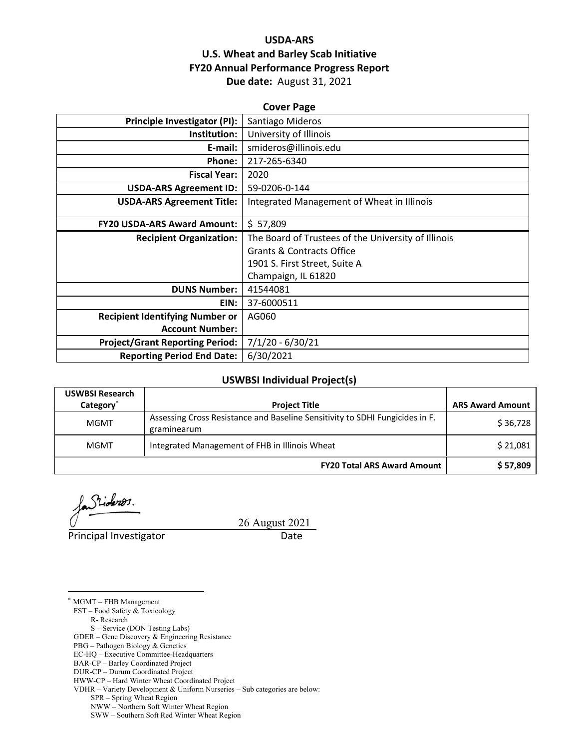# USDA-ARS
## U.S. Wheat and Barley Scab Initiative
## FY20 Annual Performance Progress Report
**Due date:** August 31, 2021

### Cover Page

| | |
|---|---|
| **Principle Investigator (PI):** | Santiago Mideros |
| **Institution:** | University of Illinois |
| **E-mail:** | smideros@illinois.edu |
| **Phone:** | 217-265-6340 |
| **Fiscal Year:** | 2020 |
| **USDA-ARS Agreement ID:** | 59-0206-0-144 |
| **USDA-ARS Agreement Title:** | Integrated Management of Wheat in Illinois |
| **FY20 USDA-ARS Award Amount:** | $ 57,809 |
| **Recipient Organization:** | The Board of Trustees of the University of Illinois<br>Grants & Contracts Office<br>1901 S. First Street, Suite A<br>Champaign, IL 61820 |
| **DUNS Number:** | 41544081 |
| **EIN:** | 37-6000511 |
| **Recipient Identifying Number or Account Number:** | AG060 |
| **Project/Grant Reporting Period:** | 7/1/20 - 6/30/21 |
| **Reporting Period End Date:** | 6/30/2021 |

### USWBSI Individual Project(s)

| USWBSI Research Category* | Project Title | ARS Award Amount |
|---|---|---|
| MGMT | Assessing Cross Resistance and Baseline Sensitivity to SDHI Fungicides in F. graminearum | $ 36,728 |
| MGMT | Integrated Management of FHB in Illinois Wheat | $ 21,081 |
| | **FY20 Total ARS Award Amount** | **$ 57,809** |

Principal Investigator — Date: 26 August 2021

---

* MGMT – FHB Management
FST – Food Safety & Toxicology
- R- Research
- S – Service (DON Testing Labs)

GDER – Gene Discovery & Engineering Resistance
PBG – Pathogen Biology & Genetics
EC-HQ – Executive Committee-Headquarters
BAR-CP – Barley Coordinated Project
DUR-CP – Durum Coordinated Project
HWW-CP – Hard Winter Wheat Coordinated Project
VDHR – Variety Development & Uniform Nurseries – Sub categories are below:
- SPR – Spring Wheat Region
- NWW – Northern Soft Winter Wheat Region
- SWW – Southern Soft Red Winter Wheat Region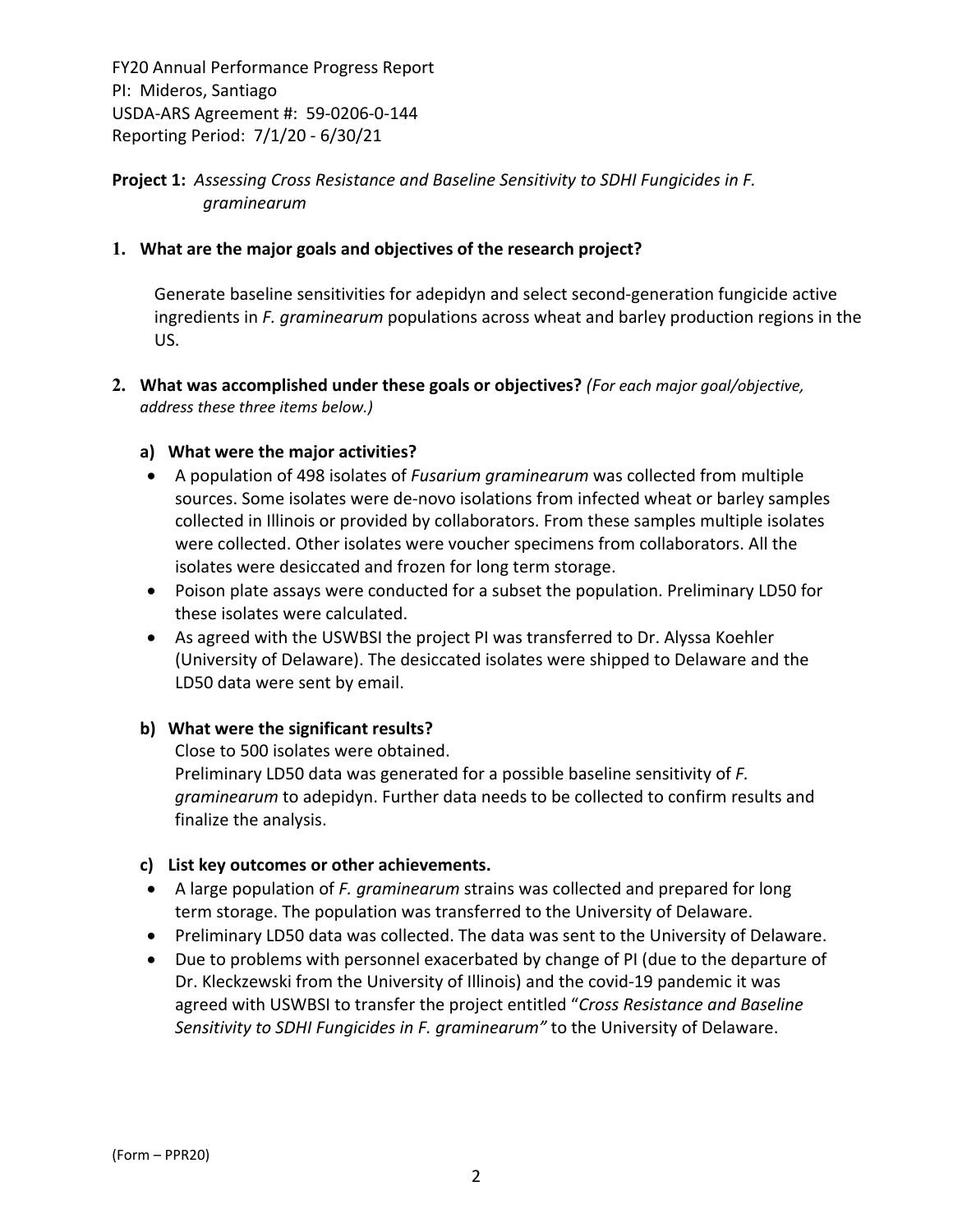FY20 Annual Performance Progress Report
PI: Mideros, Santiago
USDA-ARS Agreement #: 59-0206-0-144
Reporting Period: 7/1/20 - 6/30/21

**Project 1:** *Assessing Cross Resistance and Baseline Sensitivity to SDHI Fungicides in F. graminearum*

**1. What are the major goals and objectives of the research project?**

Generate baseline sensitivities for adepidyn and select second-generation fungicide active ingredients in *F. graminearum* populations across wheat and barley production regions in the US.

**2. What was accomplished under these goals or objectives?** *(For each major goal/objective, address these three items below.)*

**a) What were the major activities?**

- A population of 498 isolates of *Fusarium graminearum* was collected from multiple sources. Some isolates were de-novo isolations from infected wheat or barley samples collected in Illinois or provided by collaborators. From these samples multiple isolates were collected. Other isolates were voucher specimens from collaborators. All the isolates were desiccated and frozen for long term storage.
- Poison plate assays were conducted for a subset the population. Preliminary LD50 for these isolates were calculated.
- As agreed with the USWBSI the project PI was transferred to Dr. Alyssa Koehler (University of Delaware). The desiccated isolates were shipped to Delaware and the LD50 data were sent by email.

**b) What were the significant results?**

Close to 500 isolates were obtained.
Preliminary LD50 data was generated for a possible baseline sensitivity of *F. graminearum* to adepidyn. Further data needs to be collected to confirm results and finalize the analysis.

**c) List key outcomes or other achievements.**

- A large population of *F. graminearum* strains was collected and prepared for long term storage. The population was transferred to the University of Delaware.
- Preliminary LD50 data was collected. The data was sent to the University of Delaware.
- Due to problems with personnel exacerbated by change of PI (due to the departure of Dr. Kleczewski from the University of Illinois) and the covid-19 pandemic it was agreed with USWBSI to transfer the project entitled "*Cross Resistance and Baseline Sensitivity to SDHI Fungicides in F. graminearum"* to the University of Delaware.

(Form – PPR20)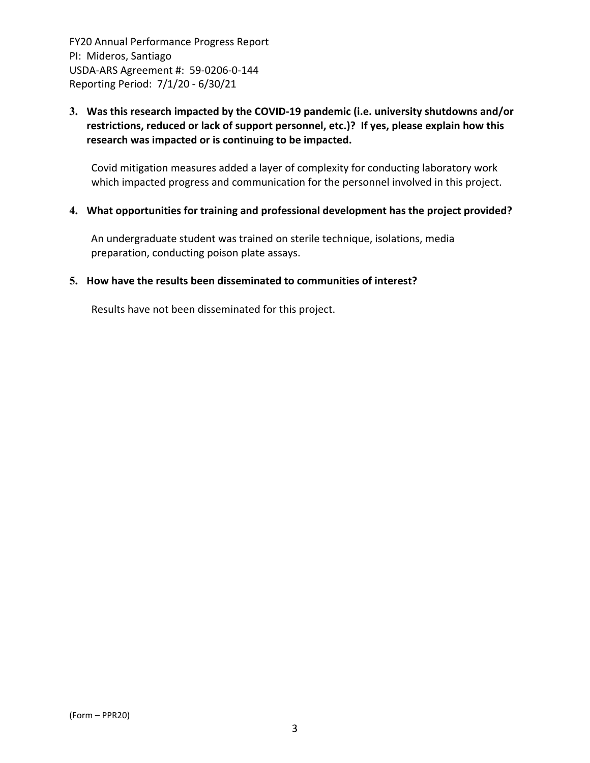**3. Was this research impacted by the COVID-19 pandemic (i.e. university shutdowns and/or restrictions, reduced or lack of support personnel, etc.)? If yes, please explain how this research was impacted or is continuing to be impacted.**

Covid mitigation measures added a layer of complexity for conducting laboratory work which impacted progress and communication for the personnel involved in this project.

**4. What opportunities for training and professional development has the project provided?**

An undergraduate student was trained on sterile technique, isolations, media preparation, conducting poison plate assays.

**5. How have the results been disseminated to communities of interest?**

Results have not been disseminated for this project.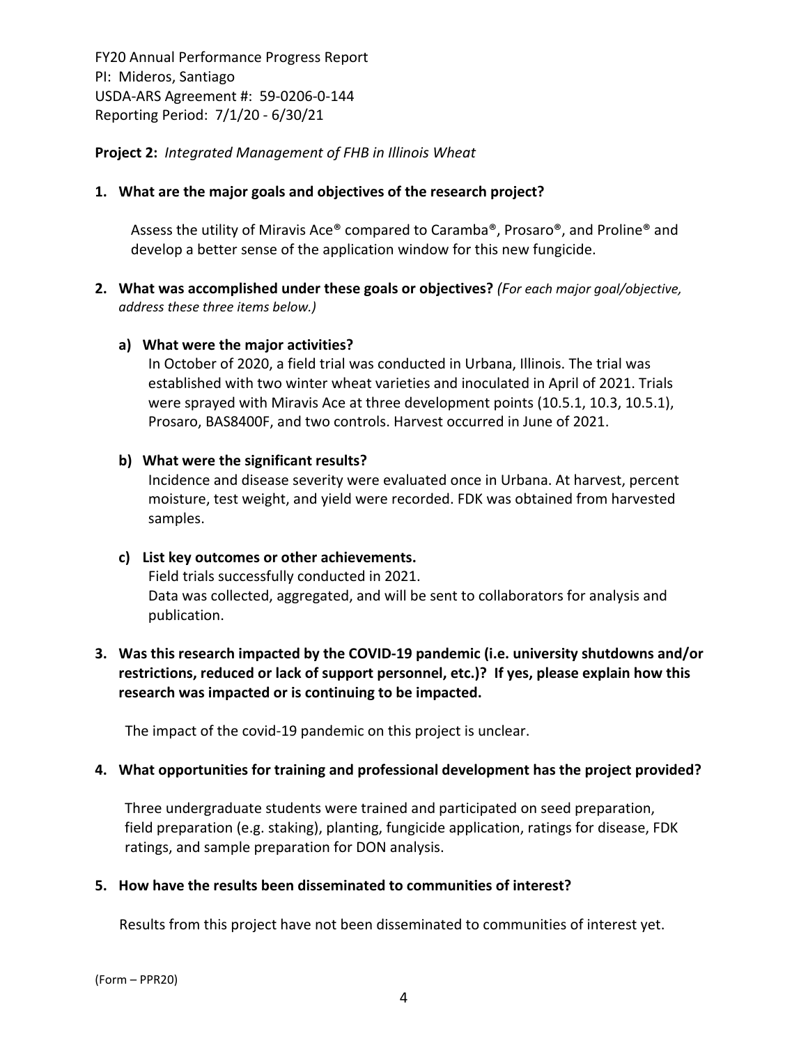**Project 2:** *Integrated Management of FHB in Illinois Wheat*

**1. What are the major goals and objectives of the research project?**

Assess the utility of Miravis Ace® compared to Caramba®, Prosaro®, and Proline® and develop a better sense of the application window for this new fungicide.

**2. What was accomplished under these goals or objectives?** *(For each major goal/objective, address these three items below.)*

**a) What were the major activities?**

In October of 2020, a field trial was conducted in Urbana, Illinois. The trial was established with two winter wheat varieties and inoculated in April of 2021. Trials were sprayed with Miravis Ace at three development points (10.5.1, 10.3, 10.5.1), Prosaro, BAS8400F, and two controls. Harvest occurred in June of 2021.

**b) What were the significant results?**

Incidence and disease severity were evaluated once in Urbana. At harvest, percent moisture, test weight, and yield were recorded. FDK was obtained from harvested samples.

**c) List key outcomes or other achievements.**

Field trials successfully conducted in 2021.
Data was collected, aggregated, and will be sent to collaborators for analysis and publication.

**3. Was this research impacted by the COVID-19 pandemic (i.e. university shutdowns and/or restrictions, reduced or lack of support personnel, etc.)? If yes, please explain how this research was impacted or is continuing to be impacted.**

The impact of the covid-19 pandemic on this project is unclear.

**4. What opportunities for training and professional development has the project provided?**

Three undergraduate students were trained and participated on seed preparation, field preparation (e.g. staking), planting, fungicide application, ratings for disease, FDK ratings, and sample preparation for DON analysis.

**5. How have the results been disseminated to communities of interest?**

Results from this project have not been disseminated to communities of interest yet.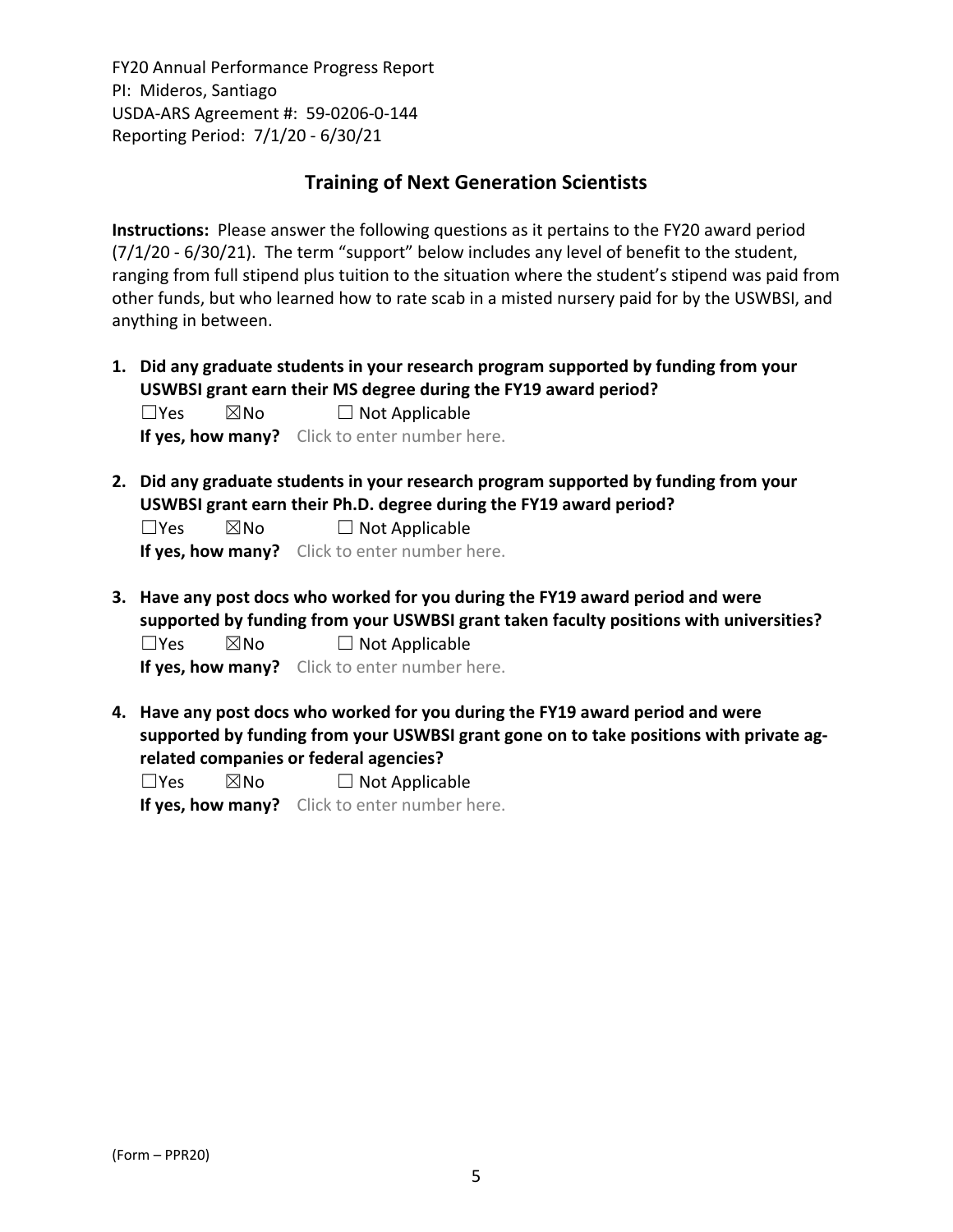## Training of Next Generation Scientists

**Instructions:** Please answer the following questions as it pertains to the FY20 award period (7/1/20 - 6/30/21). The term "support" below includes any level of benefit to the student, ranging from full stipend plus tuition to the situation where the student's stipend was paid from other funds, but who learned how to rate scab in a misted nursery paid for by the USWBSI, and anything in between.

1. **Did any graduate students in your research program supported by funding from your USWBSI grant earn their MS degree during the FY19 award period?**
   ☐Yes ☒No ☐ Not Applicable
   **If yes, how many?** Click to enter number here.

2. **Did any graduate students in your research program supported by funding from your USWBSI grant earn their Ph.D. degree during the FY19 award period?**
   ☐Yes ☒No ☐ Not Applicable
   **If yes, how many?** Click to enter number here.

3. **Have any post docs who worked for you during the FY19 award period and were supported by funding from your USWBSI grant taken faculty positions with universities?**
   ☐Yes ☒No ☐ Not Applicable
   **If yes, how many?** Click to enter number here.

4. **Have any post docs who worked for you during the FY19 award period and were supported by funding from your USWBSI grant gone on to take positions with private ag-related companies or federal agencies?**
   ☐Yes ☒No ☐ Not Applicable
   **If yes, how many?** Click to enter number here.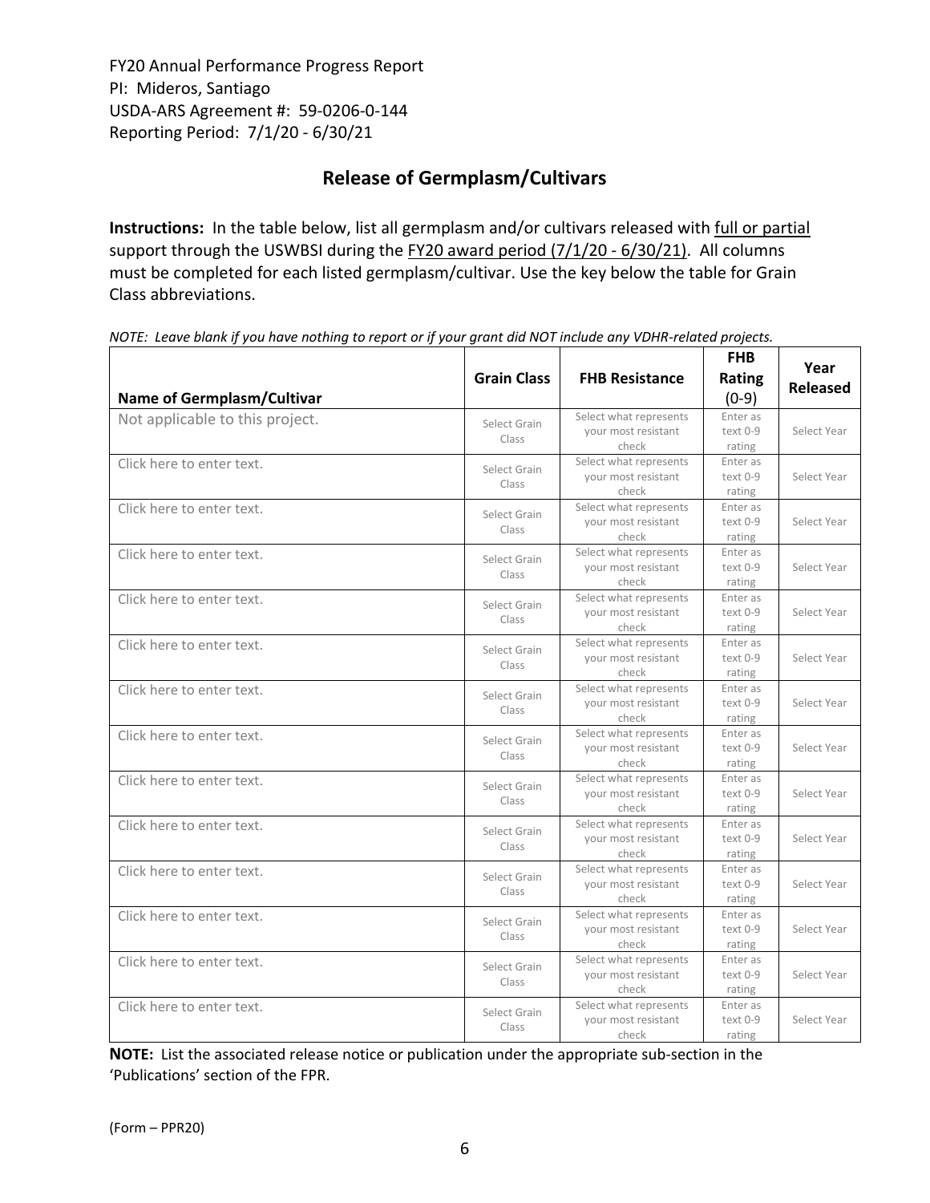FY20 Annual Performance Progress Report
PI: Mideros, Santiago
USDA-ARS Agreement #: 59-0206-0-144
Reporting Period: 7/1/20 - 6/30/21

## Release of Germplasm/Cultivars

**Instructions:** In the table below, list all germplasm and/or cultivars released with full or partial support through the USWBSI during the FY20 award period (7/1/20 - 6/30/21). All columns must be completed for each listed germplasm/cultivar. Use the key below the table for Grain Class abbreviations.

*NOTE: Leave blank if you have nothing to report or if your grant did NOT include any VDHR-related projects.*

| Name of Germplasm/Cultivar | Grain Class | FHB Resistance | FHB Rating (0-9) | Year Released |
|---|---|---|---|---|
| Not applicable to this project. | Select Grain Class | Select what represents your most resistant check | Enter as text 0-9 rating | Select Year |
| Click here to enter text. | Select Grain Class | Select what represents your most resistant check | Enter as text 0-9 rating | Select Year |
| Click here to enter text. | Select Grain Class | Select what represents your most resistant check | Enter as text 0-9 rating | Select Year |
| Click here to enter text. | Select Grain Class | Select what represents your most resistant check | Enter as text 0-9 rating | Select Year |
| Click here to enter text. | Select Grain Class | Select what represents your most resistant check | Enter as text 0-9 rating | Select Year |
| Click here to enter text. | Select Grain Class | Select what represents your most resistant check | Enter as text 0-9 rating | Select Year |
| Click here to enter text. | Select Grain Class | Select what represents your most resistant check | Enter as text 0-9 rating | Select Year |
| Click here to enter text. | Select Grain Class | Select what represents your most resistant check | Enter as text 0-9 rating | Select Year |
| Click here to enter text. | Select Grain Class | Select what represents your most resistant check | Enter as text 0-9 rating | Select Year |
| Click here to enter text. | Select Grain Class | Select what represents your most resistant check | Enter as text 0-9 rating | Select Year |
| Click here to enter text. | Select Grain Class | Select what represents your most resistant check | Enter as text 0-9 rating | Select Year |
| Click here to enter text. | Select Grain Class | Select what represents your most resistant check | Enter as text 0-9 rating | Select Year |
| Click here to enter text. | Select Grain Class | Select what represents your most resistant check | Enter as text 0-9 rating | Select Year |
| Click here to enter text. | Select Grain Class | Select what represents your most resistant check | Enter as text 0-9 rating | Select Year |

**NOTE:** List the associated release notice or publication under the appropriate sub-section in the 'Publications' section of the FPR.

(Form – PPR20)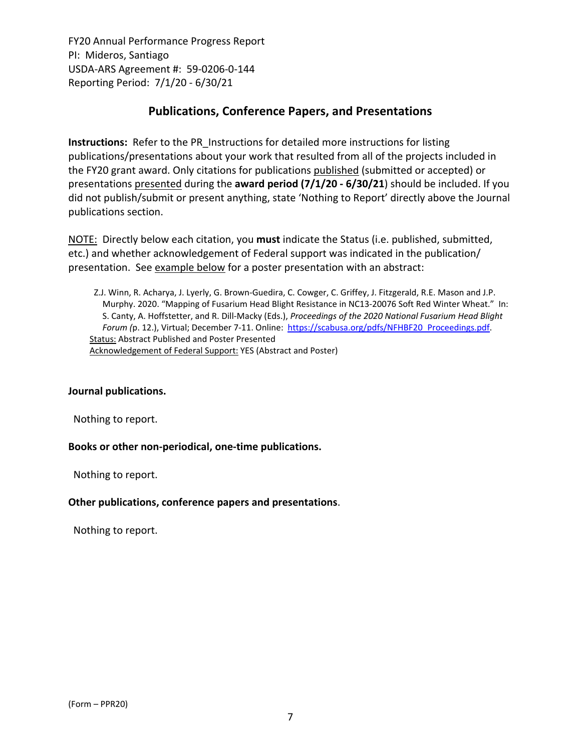FY20 Annual Performance Progress Report
PI: Mideros, Santiago
USDA-ARS Agreement #: 59-0206-0-144
Reporting Period: 7/1/20 - 6/30/21

## Publications, Conference Papers, and Presentations

**Instructions:** Refer to the PR_Instructions for detailed more instructions for listing publications/presentations about your work that resulted from all of the projects included in the FY20 grant award. Only citations for publications published (submitted or accepted) or presentations presented during the **award period (7/1/20 - 6/30/21**) should be included. If you did not publish/submit or present anything, state 'Nothing to Report' directly above the Journal publications section.

NOTE: Directly below each citation, you **must** indicate the Status (i.e. published, submitted, etc.) and whether acknowledgement of Federal support was indicated in the publication/presentation. See example below for a poster presentation with an abstract:

> Z.J. Winn, R. Acharya, J. Lyerly, G. Brown-Guedira, C. Cowger, C. Griffey, J. Fitzgerald, R.E. Mason and J.P. Murphy. 2020. "Mapping of Fusarium Head Blight Resistance in NC13-20076 Soft Red Winter Wheat." In: S. Canty, A. Hoffstetter, and R. Dill-Macky (Eds.), *Proceedings of the 2020 National Fusarium Head Blight Forum (*p. 12.), Virtual; December 7-11. Online: https://scabusa.org/pdfs/NFHBF20_Proceedings.pdf.
> Status: Abstract Published and Poster Presented
> Acknowledgement of Federal Support: YES (Abstract and Poster)

**Journal publications.**

Nothing to report.

**Books or other non-periodical, one-time publications.**

Nothing to report.

**Other publications, conference papers and presentations**.

Nothing to report.

(Form – PPR20)